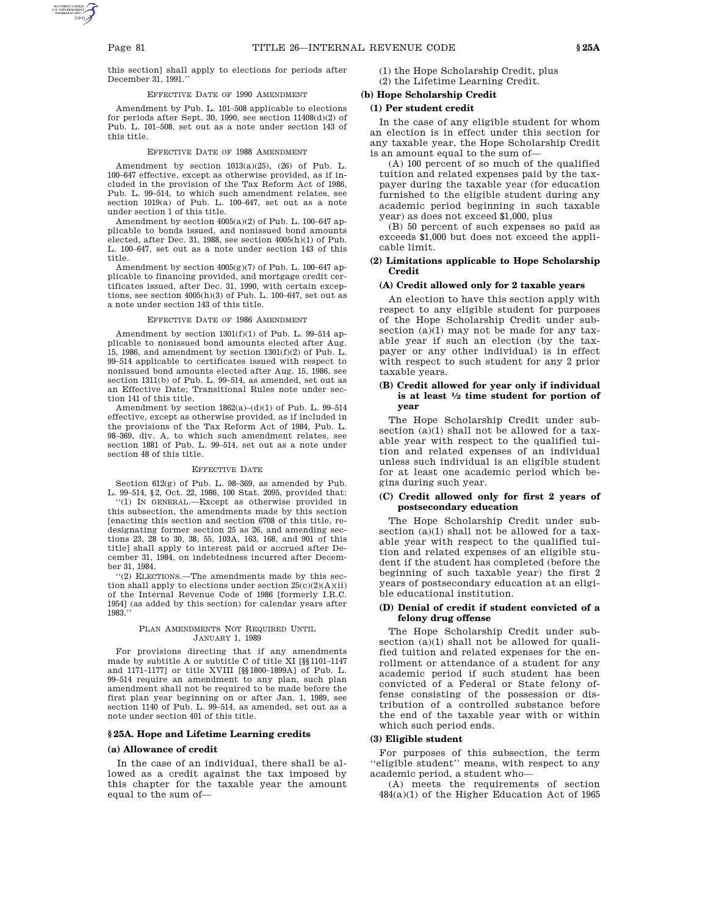this section] shall apply to elections for periods after December 31, 1991.''

EFFECTIVE DATE OF 1990 AMENDMENT

Amendment by Pub. L. 101–508 applicable to elections for periods after Sept. 30, 1990, see section 11408(d)(2) of Pub. L. 101–508, set out as a note under section 143 of this title.

EFFECTIVE DATE OF 1988 AMENDMENT

Amendment by section 1013(a)(25), (26) of Pub. L. 100–647 effective, except as otherwise provided, as if included in the provision of the Tax Reform Act of 1986, Pub. L. 99–514, to which such amendment relates, see section 1019(a) of Pub. L. 100–647, set out as a note under section 1 of this title.

Amendment by section 4005(a)(2) of Pub. L. 100–647 applicable to bonds issued, and nonissued bond amounts elected, after Dec. 31, 1988, see section 4005(h)(1) of Pub. L. 100–647, set out as a note under section 143 of this title.

Amendment by section 4005(g)(7) of Pub. L. 100–647 applicable to financing provided, and mortgage credit certificates issued, after Dec. 31, 1990, with certain exceptions, see section 4005(h)(3) of Pub. L. 100–647, set out as a note under section 143 of this title.

EFFECTIVE DATE OF 1986 AMENDMENT

Amendment by section 1301(f)(1) of Pub. L. 99–514 applicable to nonissued bond amounts elected after Aug. 15, 1986, and amendment by section 1301(f)(2) of Pub. L. 99–514 applicable to certificates issued with respect to nonissued bond amounts elected after Aug. 15, 1986, see section 1311(b) of Pub. L. 99–514, as amended, set out as an Effective Date; Transitional Rules note under section 141 of this title.

Amendment by section 1862(a)–(d)(1) of Pub. L. 99–514 effective, except as otherwise provided, as if included in the provisions of the Tax Reform Act of 1984, Pub. L. 98–369, div. A, to which such amendment relates, see section 1881 of Pub. L. 99–514, set out as a note under section 48 of this title.

EFFECTIVE DATE

Section 612(g) of Pub. L. 98–369, as amended by Pub. L. 99–514, §2, Oct. 22, 1986, 100 Stat. 2095, provided that:

''(1) IN GENERAL.—Except as otherwise provided in this subsection, the amendments made by this section [enacting this section and section 6708 of this title, redesignating former section 25 as 26, and amending sections 23, 28 to 30, 38, 55, 103A, 163, 168, and 901 of this title] shall apply to interest paid or accrued after December 31, 1984, on indebtedness incurred after December 31, 1984.

''(2) ELECTIONS.—The amendments made by this section shall apply to elections under section 25(c)(2)(A)(ii) of the Internal Revenue Code of 1986 [formerly I.R.C. 1954] (as added by this section) for calendar years after 1983.''

PLAN AMENDMENTS NOT REQUIRED UNTIL JANUARY 1, 1989

For provisions directing that if any amendments made by subtitle A or subtitle C of title XI [§§1101–1147 and 1171–1177] or title XVIII [§§1800–1899A] of Pub. L. 99–514 require an amendment to any plan, such plan amendment shall not be required to be made before the first plan year beginning on or after Jan. 1, 1989, see section 1140 of Pub. L. 99–514, as amended, set out as a note under section 401 of this title.

## § 25A. Hope and Lifetime Learning credits

### (a) Allowance of credit

In the case of an individual, there shall be allowed as a credit against the tax imposed by this chapter for the taxable year the amount equal to the sum of—

(1) the Hope Scholarship Credit, plus

(2) the Lifetime Learning Credit.

### (b) Hope Scholarship Credit

#### (1) Per student credit

In the case of any eligible student for whom an election is in effect under this section for any taxable year, the Hope Scholarship Credit is an amount equal to the sum of—

(A) 100 percent of so much of the qualified tuition and related expenses paid by the taxpayer during the taxable year (for education furnished to the eligible student during any academic period beginning in such taxable year) as does not exceed $1,000, plus

(B) 50 percent of such expenses so paid as exceeds $1,000 but does not exceed the applicable limit.

#### (2) Limitations applicable to Hope Scholarship Credit

##### (A) Credit allowed only for 2 taxable years

An election to have this section apply with respect to any eligible student for purposes of the Hope Scholarship Credit under subsection (a)(1) may not be made for any taxable year if such an election (by the taxpayer or any other individual) is in effect with respect to such student for any 2 prior taxable years.

##### (B) Credit allowed for year only if individual is at least ½ time student for portion of year

The Hope Scholarship Credit under subsection (a)(1) shall not be allowed for a taxable year with respect to the qualified tuition and related expenses of an individual unless such individual is an eligible student for at least one academic period which begins during such year.

##### (C) Credit allowed only for first 2 years of postsecondary education

The Hope Scholarship Credit under subsection (a)(1) shall not be allowed for a taxable year with respect to the qualified tuition and related expenses of an eligible student if the student has completed (before the beginning of such taxable year) the first 2 years of postsecondary education at an eligible educational institution.

##### (D) Denial of credit if student convicted of a felony drug offense

The Hope Scholarship Credit under subsection (a)(1) shall not be allowed for qualified tuition and related expenses for the enrollment or attendance of a student for any academic period if such student has been convicted of a Federal or State felony offense consisting of the possession or distribution of a controlled substance before the end of the taxable year with or within which such period ends.

#### (3) Eligible student

For purposes of this subsection, the term ''eligible student'' means, with respect to any academic period, a student who—

(A) meets the requirements of section 484(a)(1) of the Higher Education Act of 1965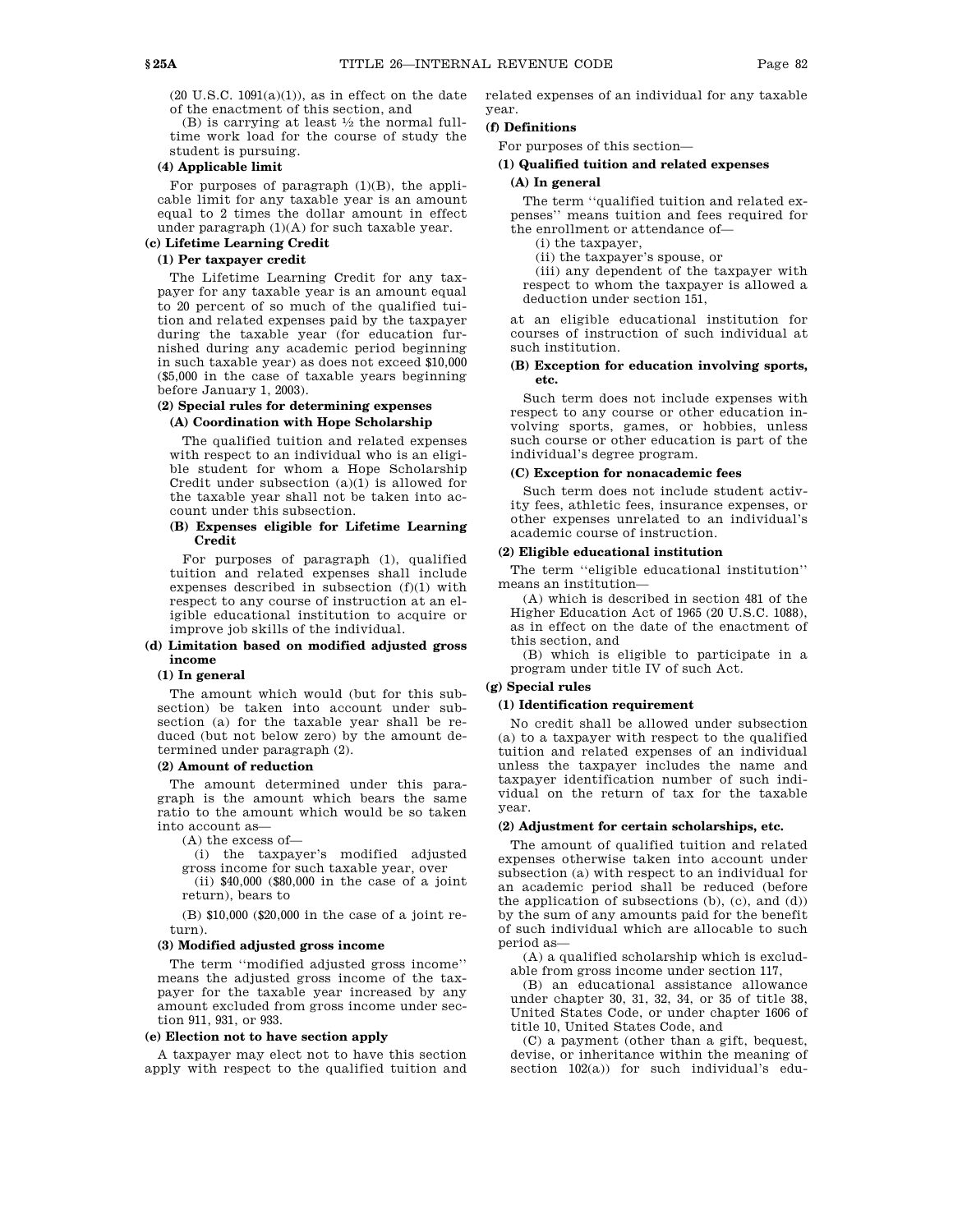(20 U.S.C. 1091(a)(1)), as in effect on the date of the enactment of this section, and

(B) is carrying at least ½ the normal full-time work load for the course of study the student is pursuing.

**(4) Applicable limit**

For purposes of paragraph (1)(B), the applicable limit for any taxable year is an amount equal to 2 times the dollar amount in effect under paragraph (1)(A) for such taxable year.

**(c) Lifetime Learning Credit**

**(1) Per taxpayer credit**

The Lifetime Learning Credit for any taxpayer for any taxable year is an amount equal to 20 percent of so much of the qualified tuition and related expenses paid by the taxpayer during the taxable year (for education furnished during any academic period beginning in such taxable year) as does not exceed $10,000 ($5,000 in the case of taxable years beginning before January 1, 2003).

**(2) Special rules for determining expenses**

**(A) Coordination with Hope Scholarship**

The qualified tuition and related expenses with respect to an individual who is an eligible student for whom a Hope Scholarship Credit under subsection (a)(1) is allowed for the taxable year shall not be taken into account under this subsection.

**(B) Expenses eligible for Lifetime Learning Credit**

For purposes of paragraph (1), qualified tuition and related expenses shall include expenses described in subsection (f)(1) with respect to any course of instruction at an eligible educational institution to acquire or improve job skills of the individual.

**(d) Limitation based on modified adjusted gross income**

**(1) In general**

The amount which would (but for this subsection) be taken into account under subsection (a) for the taxable year shall be reduced (but not below zero) by the amount determined under paragraph (2).

**(2) Amount of reduction**

The amount determined under this paragraph is the amount which bears the same ratio to the amount which would be so taken into account as—

(A) the excess of—

(i) the taxpayer's modified adjusted gross income for such taxable year, over

(ii) $40,000 ($80,000 in the case of a joint return), bears to

(B) $10,000 ($20,000 in the case of a joint return).

**(3) Modified adjusted gross income**

The term ''modified adjusted gross income'' means the adjusted gross income of the taxpayer for the taxable year increased by any amount excluded from gross income under section 911, 931, or 933.

**(e) Election not to have section apply**

A taxpayer may elect not to have this section apply with respect to the qualified tuition and related expenses of an individual for any taxable year.

**(f) Definitions**

For purposes of this section—

**(1) Qualified tuition and related expenses**

**(A) In general**

The term ''qualified tuition and related expenses'' means tuition and fees required for the enrollment or attendance of—

(i) the taxpayer,

(ii) the taxpayer's spouse, or

(iii) any dependent of the taxpayer with respect to whom the taxpayer is allowed a deduction under section 151,

at an eligible educational institution for courses of instruction of such individual at such institution.

**(B) Exception for education involving sports, etc.**

Such term does not include expenses with respect to any course or other education involving sports, games, or hobbies, unless such course or other education is part of the individual's degree program.

**(C) Exception for nonacademic fees**

Such term does not include student activity fees, athletic fees, insurance expenses, or other expenses unrelated to an individual's academic course of instruction.

**(2) Eligible educational institution**

The term ''eligible educational institution'' means an institution—

(A) which is described in section 481 of the Higher Education Act of 1965 (20 U.S.C. 1088), as in effect on the date of the enactment of this section, and

(B) which is eligible to participate in a program under title IV of such Act.

**(g) Special rules**

**(1) Identification requirement**

No credit shall be allowed under subsection (a) to a taxpayer with respect to the qualified tuition and related expenses of an individual unless the taxpayer includes the name and taxpayer identification number of such individual on the return of tax for the taxable year.

**(2) Adjustment for certain scholarships, etc.**

The amount of qualified tuition and related expenses otherwise taken into account under subsection (a) with respect to an individual for an academic period shall be reduced (before the application of subsections (b), (c), and (d)) by the sum of any amounts paid for the benefit of such individual which are allocable to such period as—

(A) a qualified scholarship which is excludable from gross income under section 117,

(B) an educational assistance allowance under chapter 30, 31, 32, 34, or 35 of title 38, United States Code, or under chapter 1606 of title 10, United States Code, and

(C) a payment (other than a gift, bequest, devise, or inheritance within the meaning of section 102(a)) for such individual's edu-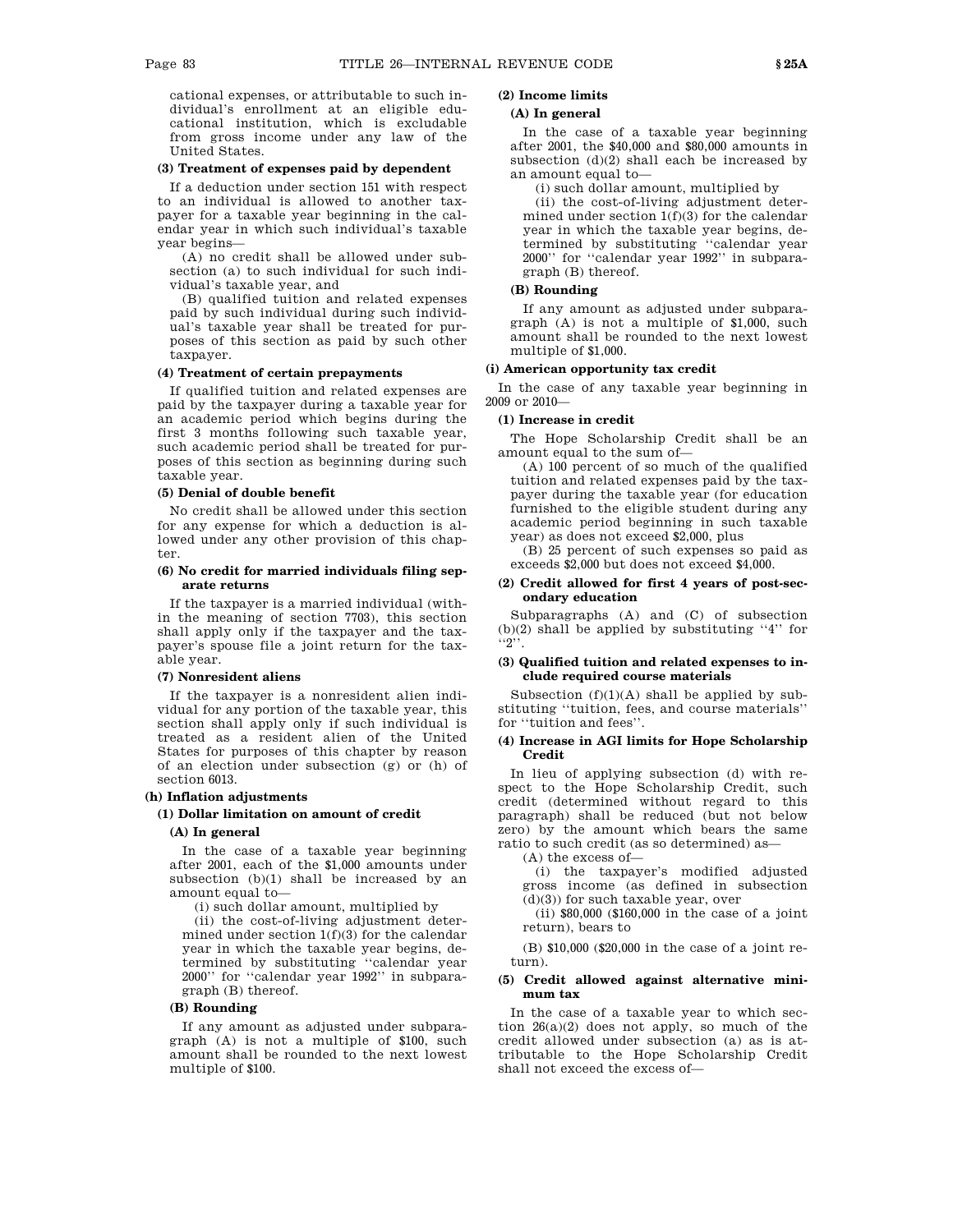cational expenses, or attributable to such individual's enrollment at an eligible educational institution, which is excludable from gross income under any law of the United States.

**(3) Treatment of expenses paid by dependent**

If a deduction under section 151 with respect to an individual is allowed to another taxpayer for a taxable year beginning in the calendar year in which such individual's taxable year begins—

(A) no credit shall be allowed under subsection (a) to such individual for such individual's taxable year, and

(B) qualified tuition and related expenses paid by such individual during such individual's taxable year shall be treated for purposes of this section as paid by such other taxpayer.

**(4) Treatment of certain prepayments**

If qualified tuition and related expenses are paid by the taxpayer during a taxable year for an academic period which begins during the first 3 months following such taxable year, such academic period shall be treated for purposes of this section as beginning during such taxable year.

**(5) Denial of double benefit**

No credit shall be allowed under this section for any expense for which a deduction is allowed under any other provision of this chapter.

**(6) No credit for married individuals filing separate returns**

If the taxpayer is a married individual (within the meaning of section 7703), this section shall apply only if the taxpayer and the taxpayer's spouse file a joint return for the taxable year.

**(7) Nonresident aliens**

If the taxpayer is a nonresident alien individual for any portion of the taxable year, this section shall apply only if such individual is treated as a resident alien of the United States for purposes of this chapter by reason of an election under subsection (g) or (h) of section 6013.

**(h) Inflation adjustments**

**(1) Dollar limitation on amount of credit**

**(A) In general**

In the case of a taxable year beginning after 2001, each of the $1,000 amounts under subsection (b)(1) shall be increased by an amount equal to—

(i) such dollar amount, multiplied by

(ii) the cost-of-living adjustment determined under section 1(f)(3) for the calendar year in which the taxable year begins, determined by substituting "calendar year 2000" for "calendar year 1992" in subparagraph (B) thereof.

**(B) Rounding**

If any amount as adjusted under subparagraph (A) is not a multiple of $100, such amount shall be rounded to the next lowest multiple of $100.

**(2) Income limits**

**(A) In general**

In the case of a taxable year beginning after 2001, the $40,000 and $80,000 amounts in subsection (d)(2) shall each be increased by an amount equal to—

(i) such dollar amount, multiplied by

(ii) the cost-of-living adjustment determined under section 1(f)(3) for the calendar year in which the taxable year begins, determined by substituting "calendar year 2000" for "calendar year 1992" in subparagraph (B) thereof.

**(B) Rounding**

If any amount as adjusted under subparagraph (A) is not a multiple of $1,000, such amount shall be rounded to the next lowest multiple of $1,000.

**(i) American opportunity tax credit**

In the case of any taxable year beginning in 2009 or 2010—

**(1) Increase in credit**

The Hope Scholarship Credit shall be an amount equal to the sum of—

(A) 100 percent of so much of the qualified tuition and related expenses paid by the taxpayer during the taxable year (for education furnished to the eligible student during any academic period beginning in such taxable year) as does not exceed $2,000, plus

(B) 25 percent of such expenses so paid as exceeds $2,000 but does not exceed $4,000.

**(2) Credit allowed for first 4 years of post-secondary education**

Subparagraphs (A) and (C) of subsection (b)(2) shall be applied by substituting "4" for "2".

**(3) Qualified tuition and related expenses to include required course materials**

Subsection (f)(1)(A) shall be applied by substituting "tuition, fees, and course materials" for "tuition and fees".

**(4) Increase in AGI limits for Hope Scholarship Credit**

In lieu of applying subsection (d) with respect to the Hope Scholarship Credit, such credit (determined without regard to this paragraph) shall be reduced (but not below zero) by the amount which bears the same ratio to such credit (as so determined) as—

(A) the excess of—

(i) the taxpayer's modified adjusted gross income (as defined in subsection (d)(3)) for such taxable year, over

(ii) $80,000 ($160,000 in the case of a joint return), bears to

(B) $10,000 ($20,000 in the case of a joint return).

**(5) Credit allowed against alternative minimum tax**

In the case of a taxable year to which section 26(a)(2) does not apply, so much of the credit allowed under subsection (a) as is attributable to the Hope Scholarship Credit shall not exceed the excess of—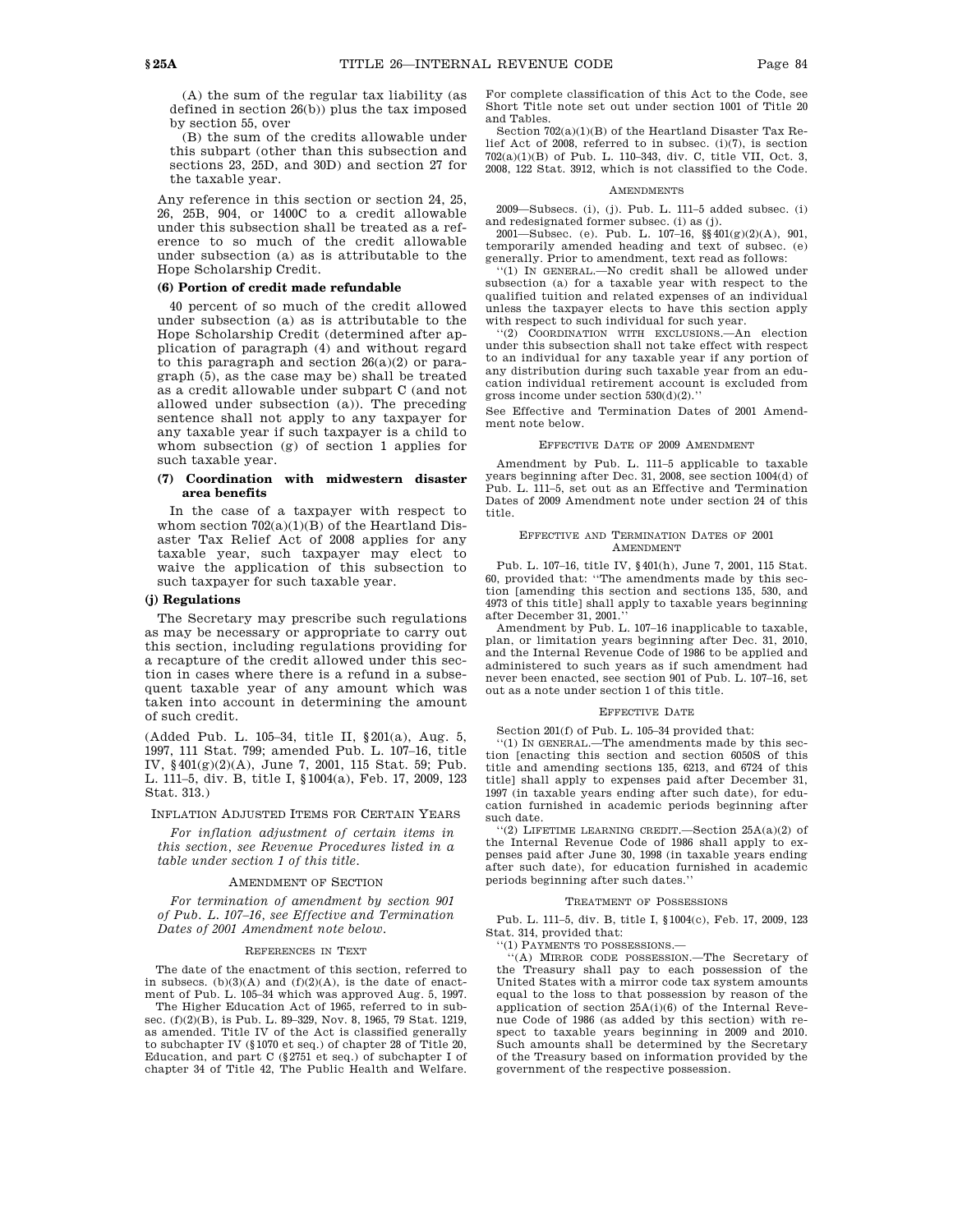(A) the sum of the regular tax liability (as defined in section 26(b)) plus the tax imposed by section 55, over

(B) the sum of the credits allowable under this subpart (other than this subsection and sections 23, 25D, and 30D) and section 27 for the taxable year.

Any reference in this section or section 24, 25, 26, 25B, 904, or 1400C to a credit allowable under this subsection shall be treated as a reference to so much of the credit allowable under subsection (a) as is attributable to the Hope Scholarship Credit.

**(6) Portion of credit made refundable**

40 percent of so much of the credit allowed under subsection (a) as is attributable to the Hope Scholarship Credit (determined after application of paragraph (4) and without regard to this paragraph and section 26(a)(2) or paragraph (5), as the case may be) shall be treated as a credit allowable under subpart C (and not allowed under subsection (a)). The preceding sentence shall not apply to any taxpayer for any taxable year if such taxpayer is a child to whom subsection (g) of section 1 applies for such taxable year.

**(7) Coordination with midwestern disaster area benefits**

In the case of a taxpayer with respect to whom section 702(a)(1)(B) of the Heartland Disaster Tax Relief Act of 2008 applies for any taxable year, such taxpayer may elect to waive the application of this subsection to such taxpayer for such taxable year.

### (j) Regulations

The Secretary may prescribe such regulations as may be necessary or appropriate to carry out this section, including regulations providing for a recapture of the credit allowed under this section in cases where there is a refund in a subsequent taxable year of any amount which was taken into account in determining the amount of such credit.

(Added Pub. L. 105–34, title II, §201(a), Aug. 5, 1997, 111 Stat. 799; amended Pub. L. 107–16, title IV, §401(g)(2)(A), June 7, 2001, 115 Stat. 59; Pub. L. 111–5, div. B, title I, §1004(a), Feb. 17, 2009, 123 Stat. 313.)

INFLATION ADJUSTED ITEMS FOR CERTAIN YEARS

*For inflation adjustment of certain items in this section, see Revenue Procedures listed in a table under section 1 of this title.*

AMENDMENT OF SECTION

*For termination of amendment by section 901 of Pub. L. 107–16, see Effective and Termination Dates of 2001 Amendment note below.*

REFERENCES IN TEXT

The date of the enactment of this section, referred to in subsecs. (b)(3)(A) and (f)(2)(A), is the date of enactment of Pub. L. 105–34 which was approved Aug. 5, 1997.

The Higher Education Act of 1965, referred to in subsec. (f)(2)(B), is Pub. L. 89–329, Nov. 8, 1965, 79 Stat. 1219, as amended. Title IV of the Act is classified generally to subchapter IV (§1070 et seq.) of chapter 28 of Title 20, Education, and part C (§2751 et seq.) of subchapter I of chapter 34 of Title 42, The Public Health and Welfare. For complete classification of this Act to the Code, see Short Title note set out under section 1001 of Title 20 and Tables.

Section 702(a)(1)(B) of the Heartland Disaster Tax Relief Act of 2008, referred to in subsec. (i)(7), is section 702(a)(1)(B) of Pub. L. 110–343, div. C, title VII, Oct. 3, 2008, 122 Stat. 3912, which is not classified to the Code.

AMENDMENTS

2009—Subsecs. (i), (j). Pub. L. 111–5 added subsec. (i) and redesignated former subsec. (i) as (j).

2001—Subsec. (e). Pub. L. 107–16, §§401(g)(2)(A), 901, temporarily amended heading and text of subsec. (e) generally. Prior to amendment, text read as follows:

"(1) IN GENERAL.—No credit shall be allowed under subsection (a) for a taxable year with respect to the qualified tuition and related expenses of an individual unless the taxpayer elects to have this section apply with respect to such individual for such year.

"(2) COORDINATION WITH EXCLUSIONS.—An election under this subsection shall not take effect with respect to an individual for any taxable year if any portion of any distribution during such taxable year from an education individual retirement account is excluded from gross income under section 530(d)(2)."

See Effective and Termination Dates of 2001 Amendment note below.

EFFECTIVE DATE OF 2009 AMENDMENT

Amendment by Pub. L. 111–5 applicable to taxable years beginning after Dec. 31, 2008, see section 1004(d) of Pub. L. 111–5, set out as an Effective and Termination Dates of 2009 Amendment note under section 24 of this title.

EFFECTIVE AND TERMINATION DATES OF 2001 AMENDMENT

Pub. L. 107–16, title IV, §401(h), June 7, 2001, 115 Stat. 60, provided that: "The amendments made by this section [amending this section and sections 135, 530, and 4973 of this title] shall apply to taxable years beginning after December 31, 2001."

Amendment by Pub. L. 107–16 inapplicable to taxable, plan, or limitation years beginning after Dec. 31, 2010, and the Internal Revenue Code of 1986 to be applied and administered to such years as if such amendment had never been enacted, see section 901 of Pub. L. 107–16, set out as a note under section 1 of this title.

EFFECTIVE DATE

Section 201(f) of Pub. L. 105–34 provided that:

"(1) IN GENERAL.—The amendments made by this section [enacting this section and section 6050S of this title and amending sections 135, 6213, and 6724 of this title] shall apply to expenses paid after December 31, 1997 (in taxable years ending after such date), for education furnished in academic periods beginning after such date.

"(2) LIFETIME LEARNING CREDIT.—Section 25A(a)(2) of the Internal Revenue Code of 1986 shall apply to expenses paid after June 30, 1998 (in taxable years ending after such date), for education furnished in academic periods beginning after such dates."

TREATMENT OF POSSESSIONS

Pub. L. 111–5, div. B, title I, §1004(c), Feb. 17, 2009, 123 Stat. 314, provided that:

"(1) PAYMENTS TO POSSESSIONS.—

"(A) MIRROR CODE POSSESSION.—The Secretary of the Treasury shall pay to each possession of the United States with a mirror code tax system amounts equal to the loss to that possession by reason of the application of section 25A(i)(6) of the Internal Revenue Code of 1986 (as added by this section) with respect to taxable years beginning in 2009 and 2010. Such amounts shall be determined by the Secretary of the Treasury based on information provided by the government of the respective possession.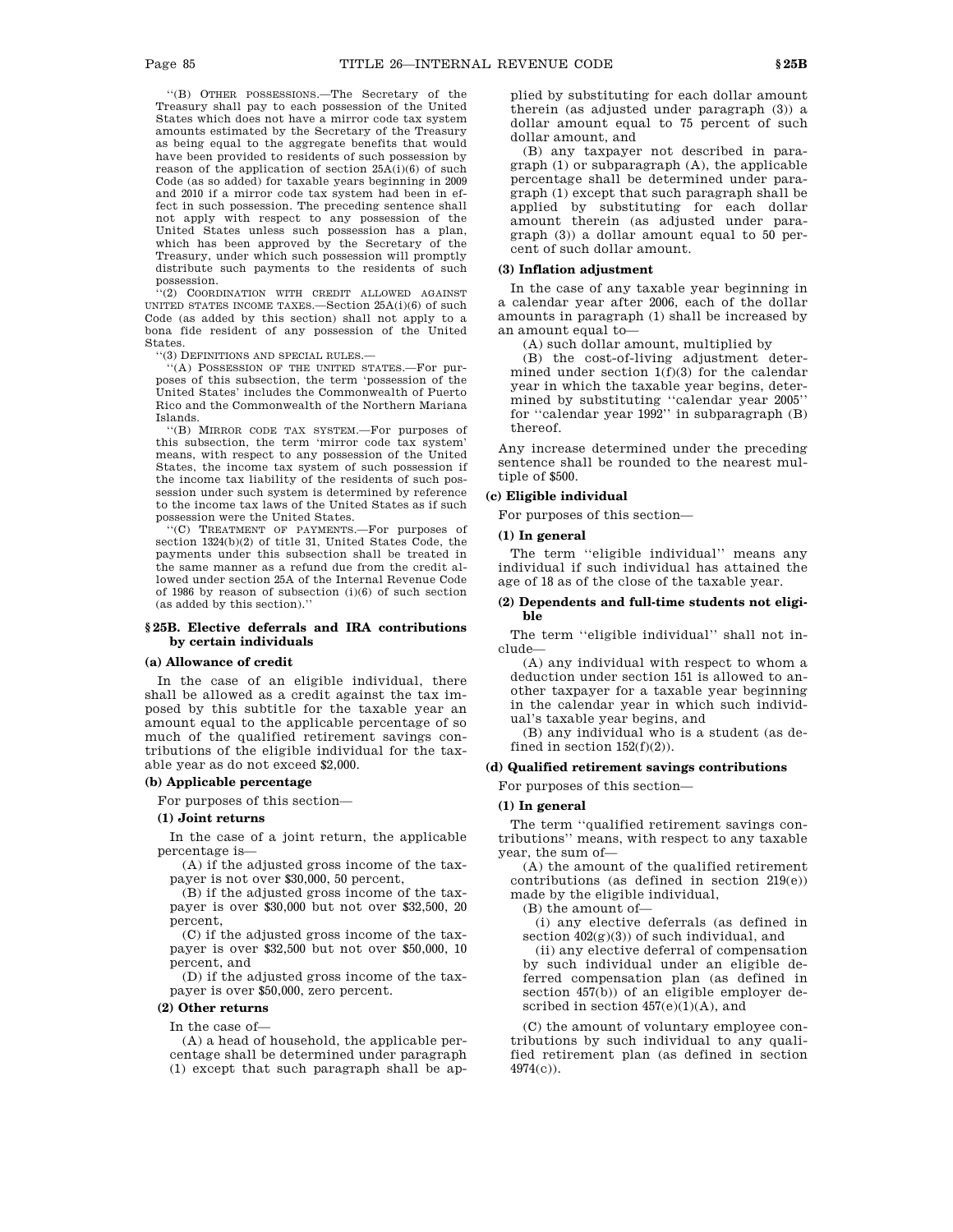"(B) OTHER POSSESSIONS.—The Secretary of the Treasury shall pay to each possession of the United States which does not have a mirror code tax system amounts estimated by the Secretary of the Treasury as being equal to the aggregate benefits that would have been provided to residents of such possession by reason of the application of section 25A(i)(6) of such Code (as so added) for taxable years beginning in 2009 and 2010 if a mirror code tax system had been in effect in such possession. The preceding sentence shall not apply with respect to any possession of the United States unless such possession has a plan, which has been approved by the Secretary of the Treasury, under which such possession will promptly distribute such payments to the residents of such possession.

"(2) COORDINATION WITH CREDIT ALLOWED AGAINST UNITED STATES INCOME TAXES.—Section 25A(i)(6) of such Code (as added by this section) shall not apply to a bona fide resident of any possession of the United States.

"(3) DEFINITIONS AND SPECIAL RULES.—

"(A) POSSESSION OF THE UNITED STATES.—For purposes of this subsection, the term 'possession of the United States' includes the Commonwealth of Puerto Rico and the Commonwealth of the Northern Mariana Islands.

"(B) MIRROR CODE TAX SYSTEM.—For purposes of this subsection, the term 'mirror code tax system' means, with respect to any possession of the United States, the income tax system of such possession if the income tax liability of the residents of such possession under such system is determined by reference to the income tax laws of the United States as if such possession were the United States.

"(C) TREATMENT OF PAYMENTS.—For purposes of section 1324(b)(2) of title 31, United States Code, the payments under this subsection shall be treated in the same manner as a refund due from the credit allowed under section 25A of the Internal Revenue Code of 1986 by reason of subsection (i)(6) of such section (as added by this section)."

## §25B. Elective deferrals and IRA contributions by certain individuals

### (a) Allowance of credit

In the case of an eligible individual, there shall be allowed as a credit against the tax imposed by this subtitle for the taxable year an amount equal to the applicable percentage of so much of the qualified retirement savings contributions of the eligible individual for the taxable year as do not exceed $2,000.

### (b) Applicable percentage

For purposes of this section—

#### (1) Joint returns

In the case of a joint return, the applicable percentage is—

(A) if the adjusted gross income of the taxpayer is not over $30,000, 50 percent,

(B) if the adjusted gross income of the taxpayer is over $30,000 but not over $32,500, 20 percent,

(C) if the adjusted gross income of the taxpayer is over $32,500 but not over $50,000, 10 percent, and

(D) if the adjusted gross income of the taxpayer is over $50,000, zero percent.

#### (2) Other returns

In the case of—

(A) a head of household, the applicable percentage shall be determined under paragraph (1) except that such paragraph shall be applied by substituting for each dollar amount therein (as adjusted under paragraph (3)) a dollar amount equal to 75 percent of such dollar amount, and

(B) any taxpayer not described in paragraph (1) or subparagraph (A), the applicable percentage shall be determined under paragraph (1) except that such paragraph shall be applied by substituting for each dollar amount therein (as adjusted under paragraph (3)) a dollar amount equal to 50 percent of such dollar amount.

#### (3) Inflation adjustment

In the case of any taxable year beginning in a calendar year after 2006, each of the dollar amounts in paragraph (1) shall be increased by an amount equal to—

(A) such dollar amount, multiplied by

(B) the cost-of-living adjustment determined under section 1(f)(3) for the calendar year in which the taxable year begins, determined by substituting "calendar year 2005" for "calendar year 1992" in subparagraph (B) thereof.

Any increase determined under the preceding sentence shall be rounded to the nearest multiple of $500.

### (c) Eligible individual

For purposes of this section—

#### (1) In general

The term "eligible individual" means any individual if such individual has attained the age of 18 as of the close of the taxable year.

#### (2) Dependents and full-time students not eligible

The term "eligible individual" shall not include—

(A) any individual with respect to whom a deduction under section 151 is allowed to another taxpayer for a taxable year beginning in the calendar year in which such individual's taxable year begins, and

(B) any individual who is a student (as defined in section 152(f)(2)).

### (d) Qualified retirement savings contributions

For purposes of this section—

#### (1) In general

The term "qualified retirement savings contributions" means, with respect to any taxable year, the sum of—

(A) the amount of the qualified retirement contributions (as defined in section 219(e)) made by the eligible individual,

(B) the amount of—

(i) any elective deferrals (as defined in section 402(g)(3)) of such individual, and

(ii) any elective deferral of compensation by such individual under an eligible deferred compensation plan (as defined in section 457(b)) of an eligible employer described in section 457(e)(1)(A), and

(C) the amount of voluntary employee contributions by such individual to any qualified retirement plan (as defined in section 4974(c)).